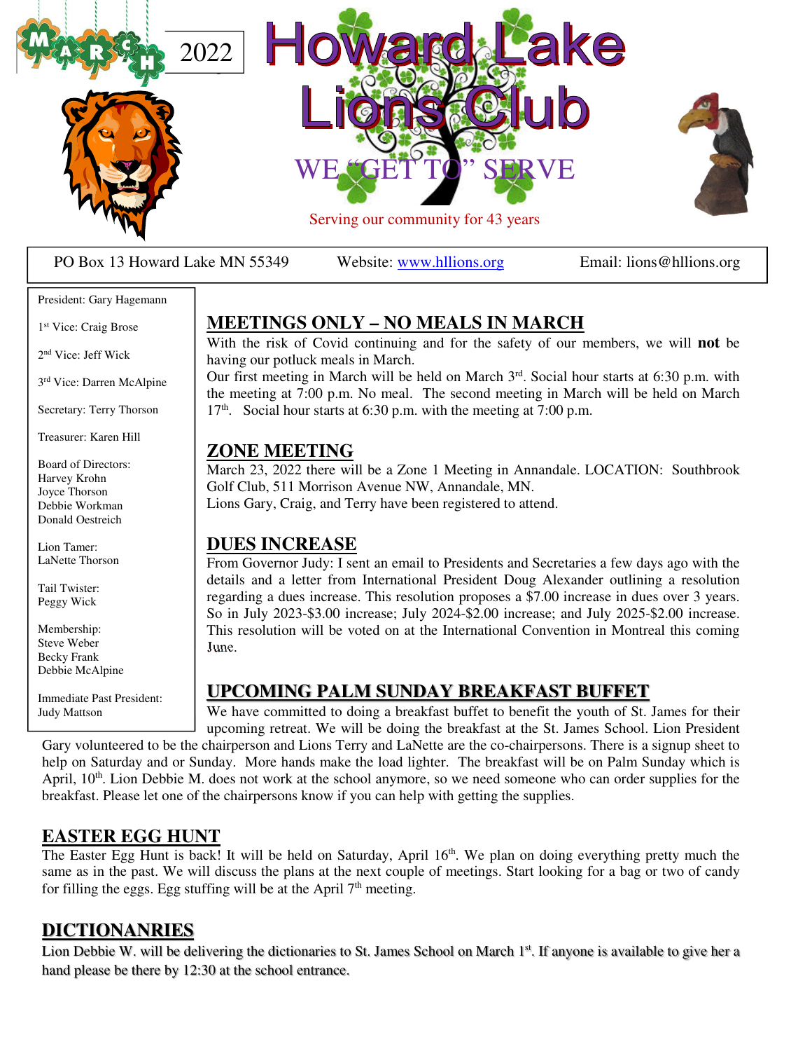MARCH 2022

# Howard Lake Lions Club

WE "GET TO" SERVE

Serving our community for 43 years

PO Box 13 Howard Lake MN 55349 | Website: www.hllions.org | Email: lions@hllions.org

President: Gary Hagemann

1st Vice: Craig Brose

2nd Vice: Jeff Wick

3rd Vice: Darren McAlpine

Secretary: Terry Thorson

Treasurer: Karen Hill

Board of Directors:
Harvey Krohn
Joyce Thorson
Debbie Workman
Donald Oestreich

Lion Tamer:
LaNette Thorson

Tail Twister:
Peggy Wick

Membership:
Steve Weber
Becky Frank
Debbie McAlpine

Immediate Past President:
Judy Mattson

## MEETINGS ONLY – NO MEALS IN MARCH

With the risk of Covid continuing and for the safety of our members, we will **not** be having our potluck meals in March.

Our first meeting in March will be held on March 3rd. Social hour starts at 6:30 p.m. with the meeting at 7:00 p.m. No meal. The second meeting in March will be held on March 17th. Social hour starts at 6:30 p.m. with the meeting at 7:00 p.m.

## ZONE MEETING

March 23, 2022 there will be a Zone 1 Meeting in Annandale. LOCATION: Southbrook Golf Club, 511 Morrison Avenue NW, Annandale, MN.

Lions Gary, Craig, and Terry have been registered to attend.

## DUES INCREASE

From Governor Judy: I sent an email to Presidents and Secretaries a few days ago with the details and a letter from International President Doug Alexander outlining a resolution regarding a dues increase. This resolution proposes a $7.00 increase in dues over 3 years. So in July 2023-$3.00 increase; July 2024-$2.00 increase; and July 2025-$2.00 increase. This resolution will be voted on at the International Convention in Montreal this coming June.

## UPCOMING PALM SUNDAY BREAKFAST BUFFET

We have committed to doing a breakfast buffet to benefit the youth of St. James for their upcoming retreat. We will be doing the breakfast at the St. James School. Lion President Gary volunteered to be the chairperson and Lions Terry and LaNette are the co-chairpersons. There is a signup sheet to help on Saturday and or Sunday. More hands make the load lighter. The breakfast will be on Palm Sunday which is April, 10th. Lion Debbie M. does not work at the school anymore, so we need someone who can order supplies for the breakfast. Please let one of the chairpersons know if you can help with getting the supplies.

## EASTER EGG HUNT

The Easter Egg Hunt is back! It will be held on Saturday, April 16th. We plan on doing everything pretty much the same as in the past. We will discuss the plans at the next couple of meetings. Start looking for a bag or two of candy for filling the eggs. Egg stuffing will be at the April 7th meeting.

## DICTIONANRIES

Lion Debbie W. will be delivering the dictionaries to St. James School on March 1st. If anyone is available to give her a hand please be there by 12:30 at the school entrance.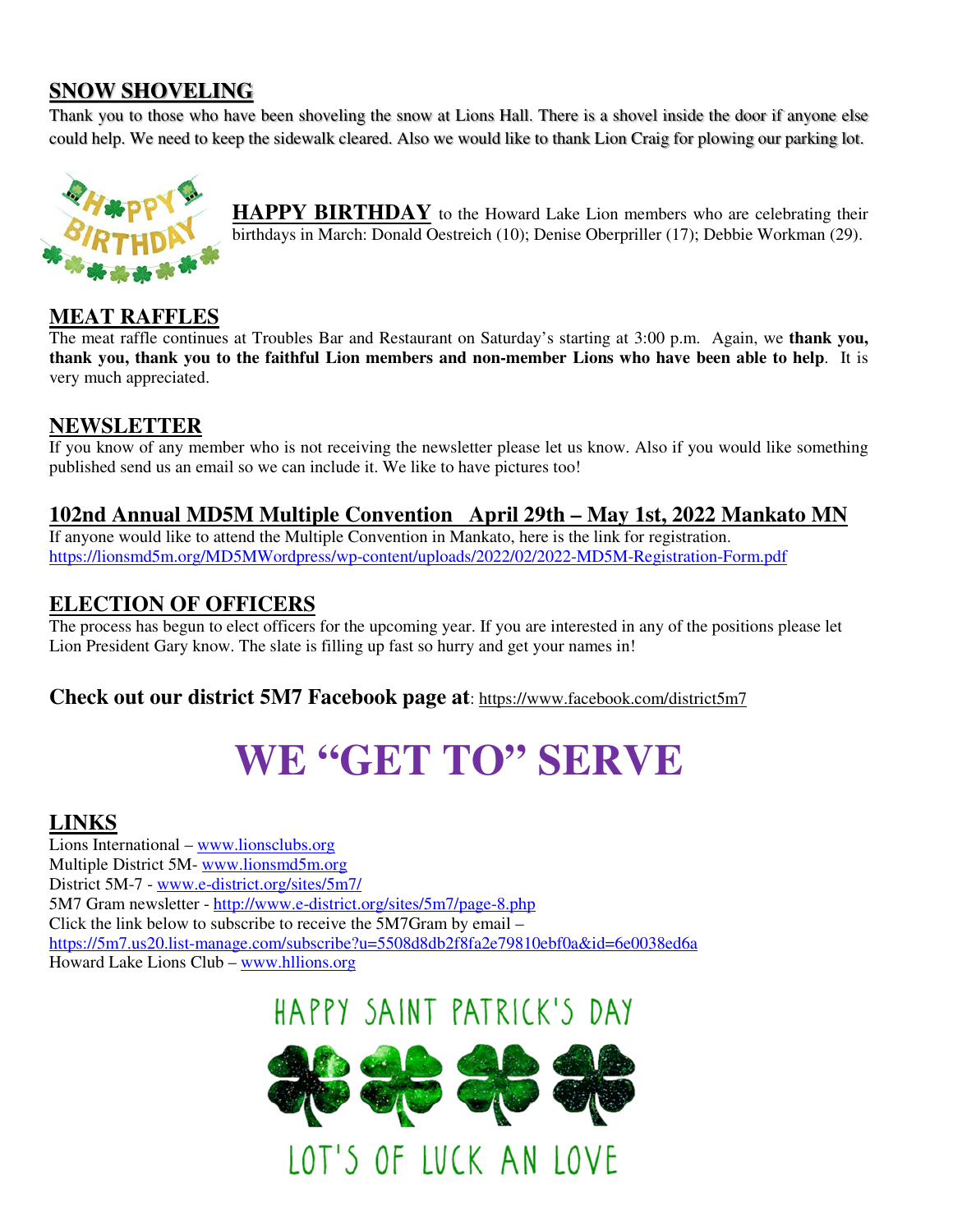## SNOW SHOVELING

Thank you to those who have been shoveling the snow at Lions Hall. There is a shovel inside the door if anyone else could help. We need to keep the sidewalk cleared. Also we would like to thank Lion Craig for plowing our parking lot.

**HAPPY BIRTHDAY** to the Howard Lake Lion members who are celebrating their birthdays in March: Donald Oestreich (10); Denise Oberpriller (17); Debbie Workman (29).

## MEAT RAFFLES

The meat raffle continues at Troubles Bar and Restaurant on Saturday's starting at 3:00 p.m. Again, we **thank you, thank you, thank you to the faithful Lion members and non-member Lions who have been able to help**. It is very much appreciated.

## NEWSLETTER

If you know of any member who is not receiving the newsletter please let us know. Also if you would like something published send us an email so we can include it. We like to have pictures too!

## 102nd Annual MD5M Multiple Convention April 29th – May 1st, 2022 Mankato MN

If anyone would like to attend the Multiple Convention in Mankato, here is the link for registration.
https://lionsmd5m.org/MD5MWordpress/wp-content/uploads/2022/02/2022-MD5M-Registration-Form.pdf

## ELECTION OF OFFICERS

The process has begun to elect officers for the upcoming year. If you are interested in any of the positions please let Lion President Gary know. The slate is filling up fast so hurry and get your names in!

**Check out our district 5M7 Facebook page at**: https://www.facebook.com/district5m7

# WE "GET TO" SERVE

## LINKS

Lions International – www.lionsclubs.org
Multiple District 5M- www.lionsmd5m.org
District 5M-7 - www.e-district.org/sites/5m7/
5M7 Gram newsletter - http://www.e-district.org/sites/5m7/page-8.php
Click the link below to subscribe to receive the 5M7Gram by email –
https://5m7.us20.list-manage.com/subscribe?u=5508d8db2f8fa2e79810ebf0a&id=6e0038ed6a
Howard Lake Lions Club – www.hllions.org

HAPPY SAINT PATRICK'S DAY

LOT'S OF LUCK AN LOVE